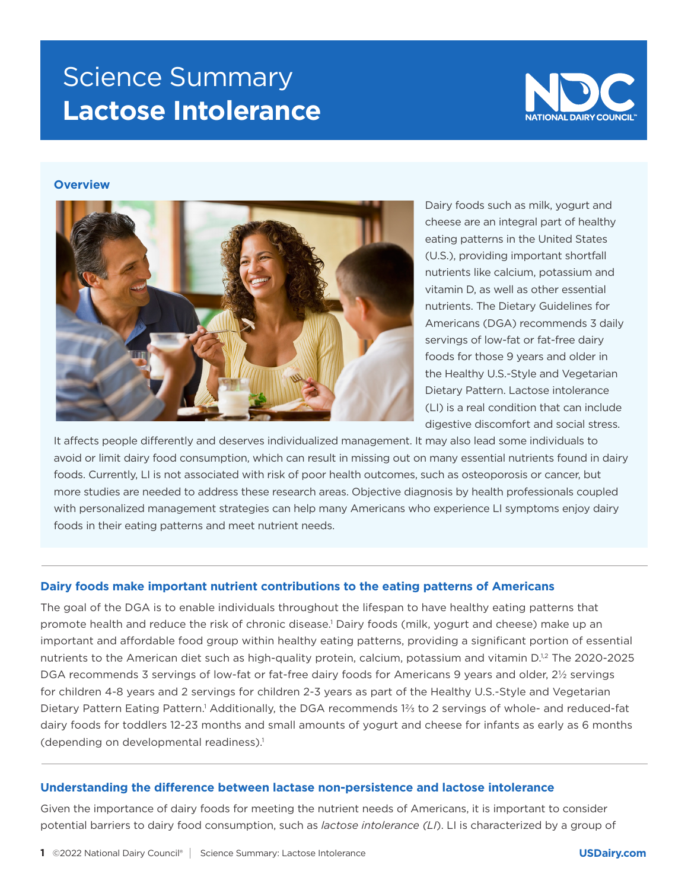# Science Summary
# Lactose Intolerance

NATIONAL DAIRY COUNCIL™

### Overview

Dairy foods such as milk, yogurt and cheese are an integral part of healthy eating patterns in the United States (U.S.), providing important shortfall nutrients like calcium, potassium and vitamin D, as well as other essential nutrients. The Dietary Guidelines for Americans (DGA) recommends 3 daily servings of low-fat or fat-free dairy foods for those 9 years and older in the Healthy U.S.-Style and Vegetarian Dietary Pattern. Lactose intolerance (LI) is a real condition that can include digestive discomfort and social stress. It affects people differently and deserves individualized management. It may also lead some individuals to avoid or limit dairy food consumption, which can result in missing out on many essential nutrients found in dairy foods. Currently, LI is not associated with risk of poor health outcomes, such as osteoporosis or cancer, but more studies are needed to address these research areas. Objective diagnosis by health professionals coupled with personalized management strategies can help many Americans who experience LI symptoms enjoy dairy foods in their eating patterns and meet nutrient needs.

### Dairy foods make important nutrient contributions to the eating patterns of Americans

The goal of the DGA is to enable individuals throughout the lifespan to have healthy eating patterns that promote health and reduce the risk of chronic disease.[1] Dairy foods (milk, yogurt and cheese) make up an important and affordable food group within healthy eating patterns, providing a significant portion of essential nutrients to the American diet such as high-quality protein, calcium, potassium and vitamin D.[1,2] The 2020-2025 DGA recommends 3 servings of low-fat or fat-free dairy foods for Americans 9 years and older, 2½ servings for children 4-8 years and 2 servings for children 2-3 years as part of the Healthy U.S.-Style and Vegetarian Dietary Pattern Eating Pattern.[1] Additionally, the DGA recommends 1⅔ to 2 servings of whole- and reduced-fat dairy foods for toddlers 12-23 months and small amounts of yogurt and cheese for infants as early as 6 months (depending on developmental readiness).[1]

### Understanding the difference between lactase non-persistence and lactose intolerance

Given the importance of dairy foods for meeting the nutrient needs of Americans, it is important to consider potential barriers to dairy food consumption, such as *lactose intolerance (LI)*. LI is characterized by a group of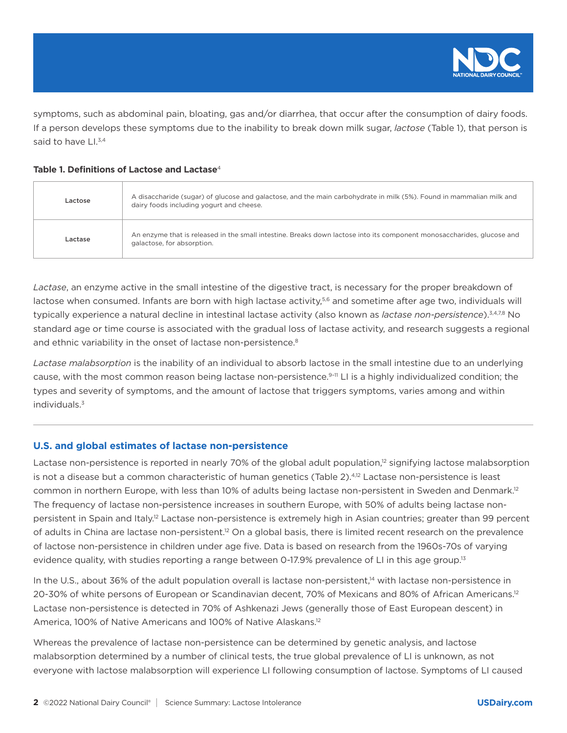symptoms, such as abdominal pain, bloating, gas and/or diarrhea, that occur after the consumption of dairy foods. If a person develops these symptoms due to the inability to break down milk sugar, *lactose* (Table 1), that person is said to have LI.[3,4]

**Table 1. Definitions of Lactose and Lactase**[4]

| | |
|---|---|
| Lactose | A disaccharide (sugar) of glucose and galactose, and the main carbohydrate in milk (5%). Found in mammalian milk and dairy foods including yogurt and cheese. |
| Lactase | An enzyme that is released in the small intestine. Breaks down lactose into its component monosaccharides, glucose and galactose, for absorption. |

*Lactase*, an enzyme active in the small intestine of the digestive tract, is necessary for the proper breakdown of lactose when consumed. Infants are born with high lactase activity,[5,6] and sometime after age two, individuals will typically experience a natural decline in intestinal lactase activity (also known as *lactase non-persistence*).[3,4,7,8] No standard age or time course is associated with the gradual loss of lactase activity, and research suggests a regional and ethnic variability in the onset of lactase non-persistence.[8]

*Lactase malabsorption* is the inability of an individual to absorb lactose in the small intestine due to an underlying cause, with the most common reason being lactase non-persistence.[9–11] LI is a highly individualized condition; the types and severity of symptoms, and the amount of lactose that triggers symptoms, varies among and within individuals.[3]

---

## U.S. and global estimates of lactase non-persistence

Lactase non-persistence is reported in nearly 70% of the global adult population,[12] signifying lactose malabsorption is not a disease but a common characteristic of human genetics (Table 2).[4,12] Lactase non-persistence is least common in northern Europe, with less than 10% of adults being lactase non-persistent in Sweden and Denmark.[12] The frequency of lactase non-persistence increases in southern Europe, with 50% of adults being lactase non-persistent in Spain and Italy.[12] Lactase non-persistence is extremely high in Asian countries; greater than 99 percent of adults in China are lactase non-persistent.[12] On a global basis, there is limited recent research on the prevalence of lactose non-persistence in children under age five. Data is based on research from the 1960s-70s of varying evidence quality, with studies reporting a range between 0-17.9% prevalence of LI in this age group.[13]

In the U.S., about 36% of the adult population overall is lactase non-persistent,[14] with lactase non-persistence in 20-30% of white persons of European or Scandinavian decent, 70% of Mexicans and 80% of African Americans.[12] Lactase non-persistence is detected in 70% of Ashkenazi Jews (generally those of East European descent) in America, 100% of Native Americans and 100% of Native Alaskans.[12]

Whereas the prevalence of lactase non-persistence can be determined by genetic analysis, and lactose malabsorption determined by a number of clinical tests, the true global prevalence of LI is unknown, as not everyone with lactose malabsorption will experience LI following consumption of lactose. Symptoms of LI caused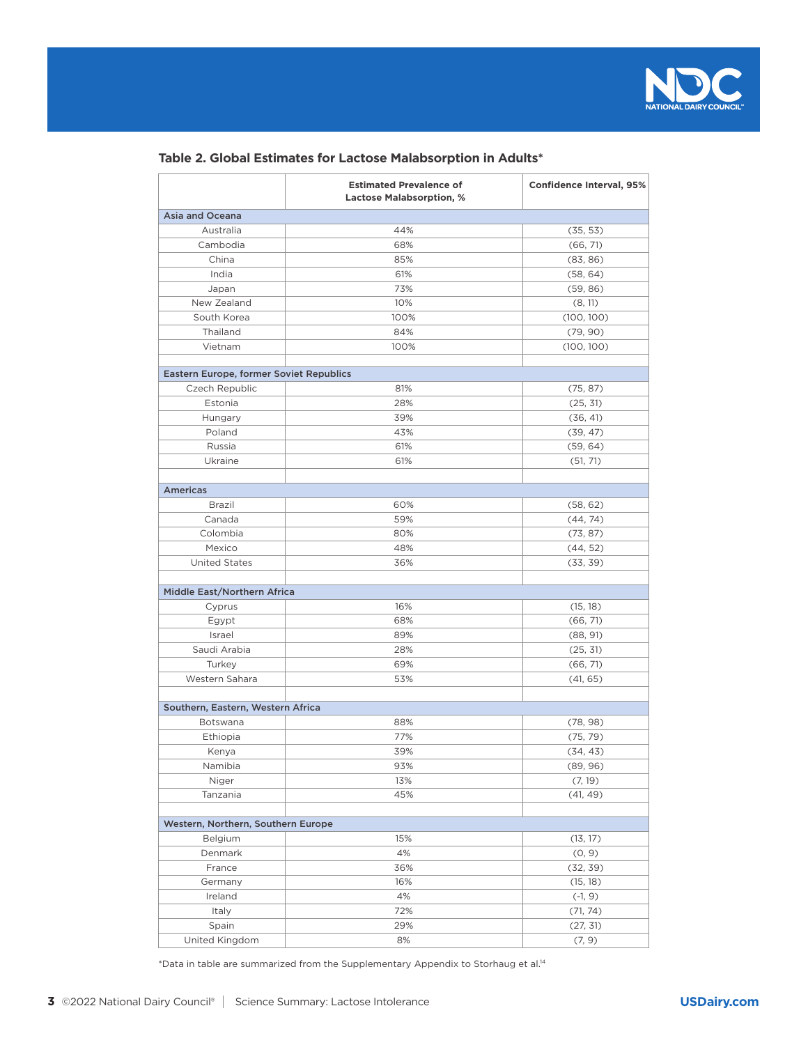### Table 2. Global Estimates for Lactose Malabsorption in Adults*

| | Estimated Prevalence of Lactose Malabsorption, % | Confidence Interval, 95% |
|---|---|---|
| **Asia and Oceana** | | |
| Australia | 44% | (35, 53) |
| Cambodia | 68% | (66, 71) |
| China | 85% | (83, 86) |
| India | 61% | (58, 64) |
| Japan | 73% | (59, 86) |
| New Zealand | 10% | (8, 11) |
| South Korea | 100% | (100, 100) |
| Thailand | 84% | (79, 90) |
| Vietnam | 100% | (100, 100) |
| | | |
| **Eastern Europe, former Soviet Republics** | | |
| Czech Republic | 81% | (75, 87) |
| Estonia | 28% | (25, 31) |
| Hungary | 39% | (36, 41) |
| Poland | 43% | (39, 47) |
| Russia | 61% | (59, 64) |
| Ukraine | 61% | (51, 71) |
| | | |
| **Americas** | | |
| Brazil | 60% | (58, 62) |
| Canada | 59% | (44, 74) |
| Colombia | 80% | (73, 87) |
| Mexico | 48% | (44, 52) |
| United States | 36% | (33, 39) |
| | | |
| **Middle East/Northern Africa** | | |
| Cyprus | 16% | (15, 18) |
| Egypt | 68% | (66, 71) |
| Israel | 89% | (88, 91) |
| Saudi Arabia | 28% | (25, 31) |
| Turkey | 69% | (66, 71) |
| Western Sahara | 53% | (41, 65) |
| | | |
| **Southern, Eastern, Western Africa** | | |
| Botswana | 88% | (78, 98) |
| Ethiopia | 77% | (75, 79) |
| Kenya | 39% | (34, 43) |
| Namibia | 93% | (89, 96) |
| Niger | 13% | (7, 19) |
| Tanzania | 45% | (41, 49) |
| | | |
| **Western, Northern, Southern Europe** | | |
| Belgium | 15% | (13, 17) |
| Denmark | 4% | (0, 9) |
| France | 36% | (32, 39) |
| Germany | 16% | (15, 18) |
| Ireland | 4% | (-1, 9) |
| Italy | 72% | (71, 74) |
| Spain | 29% | (27, 31) |
| United Kingdom | 8% | (7, 9) |

*Data in table are summarized from the Supplementary Appendix to Storhaug et al.[14]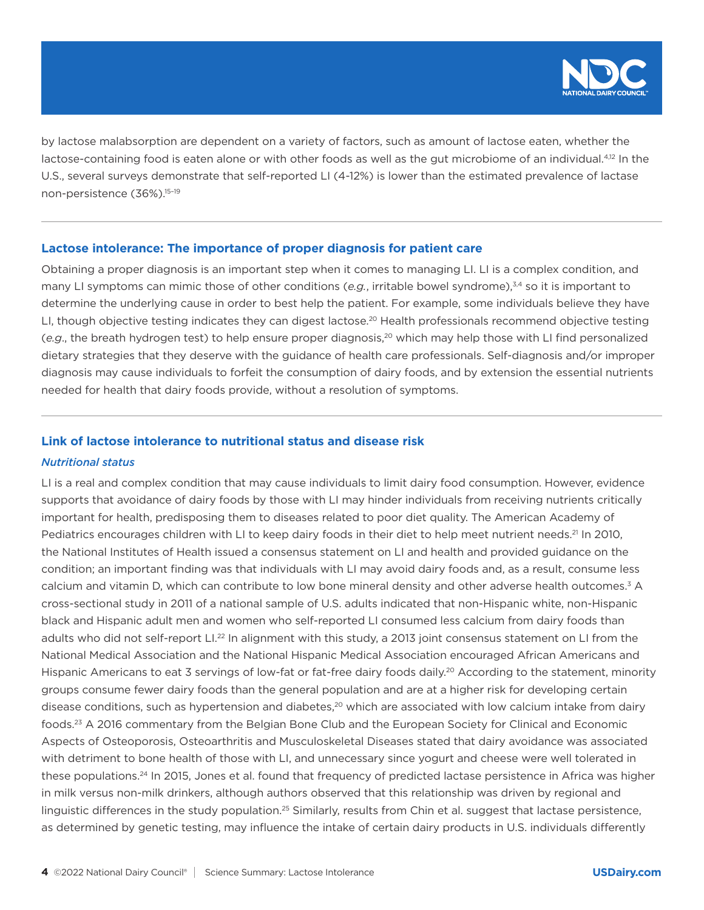by lactose malabsorption are dependent on a variety of factors, such as amount of lactose eaten, whether the lactose-containing food is eaten alone or with other foods as well as the gut microbiome of an individual.[4,12] In the U.S., several surveys demonstrate that self-reported LI (4-12%) is lower than the estimated prevalence of lactase non-persistence (36%).[15-19]

## Lactose intolerance: The importance of proper diagnosis for patient care

Obtaining a proper diagnosis is an important step when it comes to managing LI. LI is a complex condition, and many LI symptoms can mimic those of other conditions (*e.g.*, irritable bowel syndrome),[3,4] so it is important to determine the underlying cause in order to best help the patient. For example, some individuals believe they have LI, though objective testing indicates they can digest lactose.[20] Health professionals recommend objective testing (*e.g*., the breath hydrogen test) to help ensure proper diagnosis,[20] which may help those with LI find personalized dietary strategies that they deserve with the guidance of health care professionals. Self-diagnosis and/or improper diagnosis may cause individuals to forfeit the consumption of dairy foods, and by extension the essential nutrients needed for health that dairy foods provide, without a resolution of symptoms.

## Link of lactose intolerance to nutritional status and disease risk

### *Nutritional status*

LI is a real and complex condition that may cause individuals to limit dairy food consumption. However, evidence supports that avoidance of dairy foods by those with LI may hinder individuals from receiving nutrients critically important for health, predisposing them to diseases related to poor diet quality. The American Academy of Pediatrics encourages children with LI to keep dairy foods in their diet to help meet nutrient needs.[21] In 2010, the National Institutes of Health issued a consensus statement on LI and health and provided guidance on the condition; an important finding was that individuals with LI may avoid dairy foods and, as a result, consume less calcium and vitamin D, which can contribute to low bone mineral density and other adverse health outcomes.[3] A cross-sectional study in 2011 of a national sample of U.S. adults indicated that non-Hispanic white, non-Hispanic black and Hispanic adult men and women who self-reported LI consumed less calcium from dairy foods than adults who did not self-report LI.[22] In alignment with this study, a 2013 joint consensus statement on LI from the National Medical Association and the National Hispanic Medical Association encouraged African Americans and Hispanic Americans to eat 3 servings of low-fat or fat-free dairy foods daily.[20] According to the statement, minority groups consume fewer dairy foods than the general population and are at a higher risk for developing certain disease conditions, such as hypertension and diabetes,[20] which are associated with low calcium intake from dairy foods.[23] A 2016 commentary from the Belgian Bone Club and the European Society for Clinical and Economic Aspects of Osteoporosis, Osteoarthritis and Musculoskeletal Diseases stated that dairy avoidance was associated with detriment to bone health of those with LI, and unnecessary since yogurt and cheese were well tolerated in these populations.[24] In 2015, Jones et al. found that frequency of predicted lactase persistence in Africa was higher in milk versus non-milk drinkers, although authors observed that this relationship was driven by regional and linguistic differences in the study population.[25] Similarly, results from Chin et al. suggest that lactase persistence, as determined by genetic testing, may influence the intake of certain dairy products in U.S. individuals differently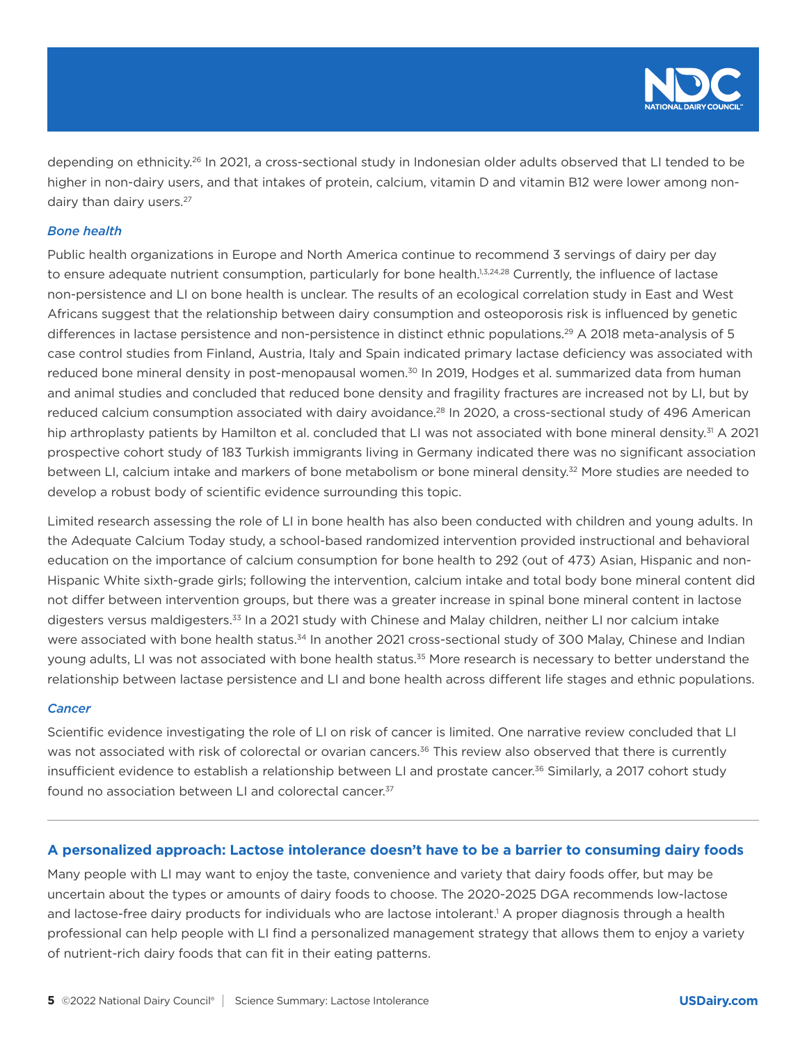depending on ethnicity.[26] In 2021, a cross-sectional study in Indonesian older adults observed that LI tended to be higher in non-dairy users, and that intakes of protein, calcium, vitamin D and vitamin B12 were lower among non-dairy than dairy users.[27]

### *Bone health*

Public health organizations in Europe and North America continue to recommend 3 servings of dairy per day to ensure adequate nutrient consumption, particularly for bone health.[1,3,24,28] Currently, the influence of lactase non-persistence and LI on bone health is unclear. The results of an ecological correlation study in East and West Africans suggest that the relationship between dairy consumption and osteoporosis risk is influenced by genetic differences in lactase persistence and non-persistence in distinct ethnic populations.[29] A 2018 meta-analysis of 5 case control studies from Finland, Austria, Italy and Spain indicated primary lactase deficiency was associated with reduced bone mineral density in post-menopausal women.[30] In 2019, Hodges et al. summarized data from human and animal studies and concluded that reduced bone density and fragility fractures are increased not by LI, but by reduced calcium consumption associated with dairy avoidance.[28] In 2020, a cross-sectional study of 496 American hip arthroplasty patients by Hamilton et al. concluded that LI was not associated with bone mineral density.[31] A 2021 prospective cohort study of 183 Turkish immigrants living in Germany indicated there was no significant association between LI, calcium intake and markers of bone metabolism or bone mineral density.[32] More studies are needed to develop a robust body of scientific evidence surrounding this topic.

Limited research assessing the role of LI in bone health has also been conducted with children and young adults. In the Adequate Calcium Today study, a school-based randomized intervention provided instructional and behavioral education on the importance of calcium consumption for bone health to 292 (out of 473) Asian, Hispanic and non-Hispanic White sixth-grade girls; following the intervention, calcium intake and total body bone mineral content did not differ between intervention groups, but there was a greater increase in spinal bone mineral content in lactose digesters versus maldigesters.[33] In a 2021 study with Chinese and Malay children, neither LI nor calcium intake were associated with bone health status.[34] In another 2021 cross-sectional study of 300 Malay, Chinese and Indian young adults, LI was not associated with bone health status.[35] More research is necessary to better understand the relationship between lactase persistence and LI and bone health across different life stages and ethnic populations.

### *Cancer*

Scientific evidence investigating the role of LI on risk of cancer is limited. One narrative review concluded that LI was not associated with risk of colorectal or ovarian cancers.[36] This review also observed that there is currently insufficient evidence to establish a relationship between LI and prostate cancer.[36] Similarly, a 2017 cohort study found no association between LI and colorectal cancer.[37]

---

## A personalized approach: Lactose intolerance doesn't have to be a barrier to consuming dairy foods

Many people with LI may want to enjoy the taste, convenience and variety that dairy foods offer, but may be uncertain about the types or amounts of dairy foods to choose. The 2020-2025 DGA recommends low-lactose and lactose-free dairy products for individuals who are lactose intolerant.[1] A proper diagnosis through a health professional can help people with LI find a personalized management strategy that allows them to enjoy a variety of nutrient-rich dairy foods that can fit in their eating patterns.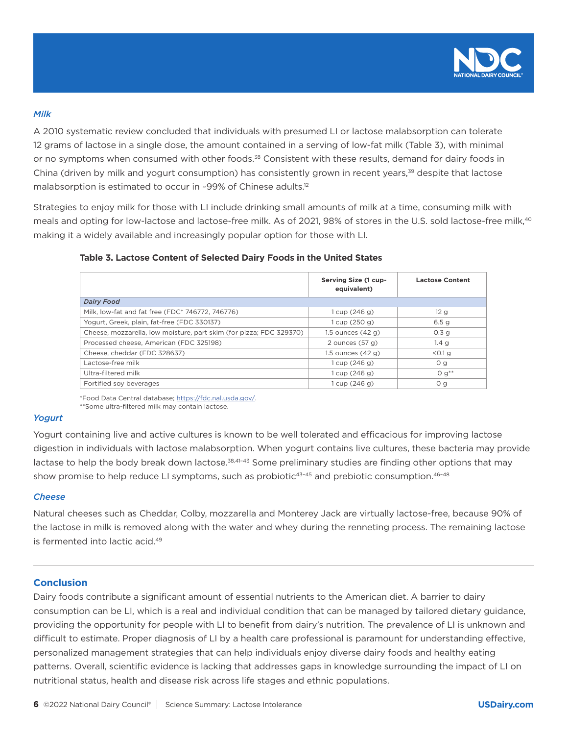### *Milk*

A 2010 systematic review concluded that individuals with presumed LI or lactose malabsorption can tolerate 12 grams of lactose in a single dose, the amount contained in a serving of low-fat milk (Table 3), with minimal or no symptoms when consumed with other foods.[38] Consistent with these results, demand for dairy foods in China (driven by milk and yogurt consumption) has consistently grown in recent years,[39] despite that lactose malabsorption is estimated to occur in ~99% of Chinese adults.[12]

Strategies to enjoy milk for those with LI include drinking small amounts of milk at a time, consuming milk with meals and opting for low-lactose and lactose-free milk. As of 2021, 98% of stores in the U.S. sold lactose-free milk,[40] making it a widely available and increasingly popular option for those with LI.

**Table 3. Lactose Content of Selected Dairy Foods in the United States**

| | Serving Size (1 cup-equivalent) | Lactose Content |
|---|---|---|
| *Dairy Food* | | |
| Milk, low-fat and fat free (FDC* 746772, 746776) | 1 cup (246 g) | 12 g |
| Yogurt, Greek, plain, fat-free (FDC 330137) | 1 cup (250 g) | 6.5 g |
| Cheese, mozzarella, low moisture, part skim (for pizza; FDC 329370) | 1.5 ounces (42 g) | 0.3 g |
| Processed cheese, American (FDC 325198) | 2 ounces (57 g) | 1.4 g |
| Cheese, cheddar (FDC 328637) | 1.5 ounces (42 g) | <0.1 g |
| Lactose-free milk | 1 cup (246 g) | 0 g |
| Ultra-filtered milk | 1 cup (246 g) | 0 g** |
| Fortified soy beverages | 1 cup (246 g) | 0 g |

*Food Data Central database; https://fdc.nal.usda.gov/.
**Some ultra-filtered milk may contain lactose.

### *Yogurt*

Yogurt containing live and active cultures is known to be well tolerated and efficacious for improving lactose digestion in individuals with lactose malabsorption. When yogurt contains live cultures, these bacteria may provide lactase to help the body break down lactose.[38,41–43] Some preliminary studies are finding other options that may show promise to help reduce LI symptoms, such as probiotic[43–45] and prebiotic consumption.[46–48]

### *Cheese*

Natural cheeses such as Cheddar, Colby, mozzarella and Monterey Jack are virtually lactose-free, because 90% of the lactose in milk is removed along with the water and whey during the renneting process. The remaining lactose is fermented into lactic acid.[49]

---

## Conclusion

Dairy foods contribute a significant amount of essential nutrients to the American diet. A barrier to dairy consumption can be LI, which is a real and individual condition that can be managed by tailored dietary guidance, providing the opportunity for people with LI to benefit from dairy's nutrition. The prevalence of LI is unknown and difficult to estimate. Proper diagnosis of LI by a health care professional is paramount for understanding effective, personalized management strategies that can help individuals enjoy diverse dairy foods and healthy eating patterns. Overall, scientific evidence is lacking that addresses gaps in knowledge surrounding the impact of LI on nutritional status, health and disease risk across life stages and ethnic populations.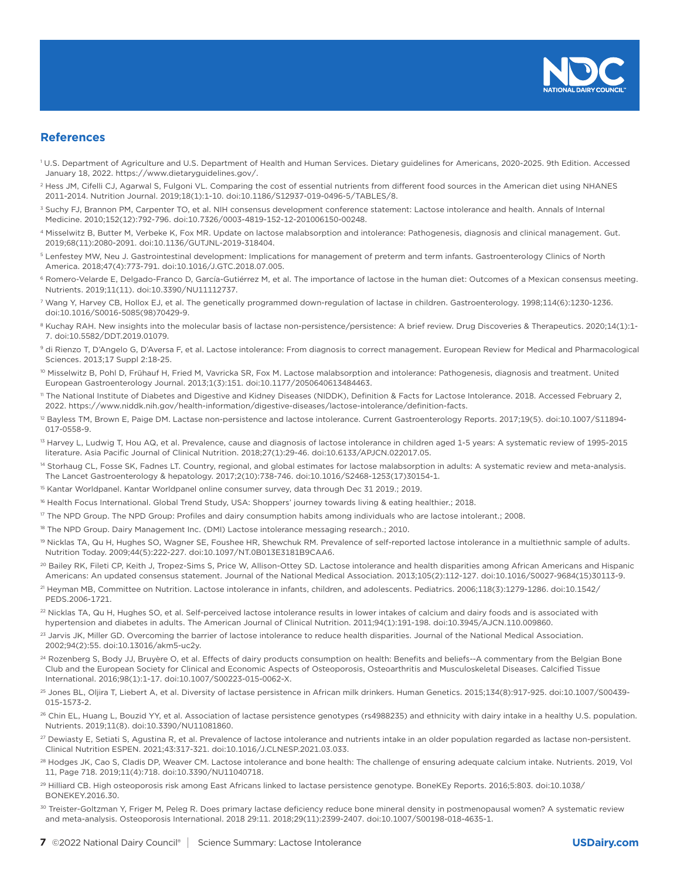## References

[1] U.S. Department of Agriculture and U.S. Department of Health and Human Services. Dietary guidelines for Americans, 2020-2025. 9th Edition. Accessed January 18, 2022. https://www.dietaryguidelines.gov/.

[2] Hess JM, Cifelli CJ, Agarwal S, Fulgoni VL. Comparing the cost of essential nutrients from different food sources in the American diet using NHANES 2011-2014. Nutrition Journal. 2019;18(1):1-10. doi:10.1186/S12937-019-0496-5/TABLES/8.

[3] Suchy FJ, Brannon PM, Carpenter TO, et al. NIH consensus development conference statement: Lactose intolerance and health. Annals of Internal Medicine. 2010;152(12):792-796. doi:10.7326/0003-4819-152-12-201006150-00248.

[4] Misselwitz B, Butter M, Verbeke K, Fox MR. Update on lactose malabsorption and intolerance: Pathogenesis, diagnosis and clinical management. Gut. 2019;68(11):2080-2091. doi:10.1136/GUTJNL-2019-318404.

[5] Lenfestey MW, Neu J. Gastrointestinal development: Implications for management of preterm and term infants. Gastroenterology Clinics of North America. 2018;47(4):773-791. doi:10.1016/J.GTC.2018.07.005.

[6] Romero-Velarde E, Delgado-Franco D, García-Gutiérrez M, et al. The importance of lactose in the human diet: Outcomes of a Mexican consensus meeting. Nutrients. 2019;11(11). doi:10.3390/NU11112737.

[7] Wang Y, Harvey CB, Hollox EJ, et al. The genetically programmed down-regulation of lactase in children. Gastroenterology. 1998;114(6):1230-1236. doi:10.1016/S0016-5085(98)70429-9.

[8] Kuchay RAH. New insights into the molecular basis of lactase non-persistence/persistence: A brief review. Drug Discoveries & Therapeutics. 2020;14(1):1-7. doi:10.5582/DDT.2019.01079.

[9] di Rienzo T, D'Angelo G, D'Aversa F, et al. Lactose intolerance: From diagnosis to correct management. European Review for Medical and Pharmacological Sciences. 2013;17 Suppl 2:18-25.

[10] Misselwitz B, Pohl D, Frühauf H, Fried M, Vavricka SR, Fox M. Lactose malabsorption and intolerance: Pathogenesis, diagnosis and treatment. United European Gastroenterology Journal. 2013;1(3):151. doi:10.1177/2050640613484463.

[11] The National Institute of Diabetes and Digestive and Kidney Diseases (NIDDK), Definition & Facts for Lactose Intolerance. 2018. Accessed February 2, 2022. https://www.niddk.nih.gov/health-information/digestive-diseases/lactose-intolerance/definition-facts.

[12] Bayless TM, Brown E, Paige DM. Lactase non-persistence and lactose intolerance. Current Gastroenterology Reports. 2017;19(5). doi:10.1007/S11894-017-0558-9.

[13] Harvey L, Ludwig T, Hou AQ, et al. Prevalence, cause and diagnosis of lactose intolerance in children aged 1-5 years: A systematic review of 1995-2015 literature. Asia Pacific Journal of Clinical Nutrition. 2018;27(1):29-46. doi:10.6133/APJCN.022017.05.

[14] Storhaug CL, Fosse SK, Fadnes LT. Country, regional, and global estimates for lactose malabsorption in adults: A systematic review and meta-analysis. The Lancet Gastroenterology & hepatology. 2017;2(10):738-746. doi:10.1016/S2468-1253(17)30154-1.

[15] Kantar Worldpanel. Kantar Worldpanel online consumer survey, data through Dec 31 2019.; 2019.

[16] Health Focus International. Global Trend Study, USA: Shoppers' journey towards living & eating healthier.; 2018.

[17] The NPD Group. The NPD Group: Profiles and dairy consumption habits among individuals who are lactose intolerant.; 2008.

[18] The NPD Group. Dairy Management Inc. (DMI) Lactose intolerance messaging research.; 2010.

[19] Nicklas TA, Qu H, Hughes SO, Wagner SE, Foushee HR, Shewchuk RM. Prevalence of self-reported lactose intolerance in a multiethnic sample of adults. Nutrition Today. 2009;44(5):222-227. doi:10.1097/NT.0B013E3181B9CAA6.

[20] Bailey RK, Fileti CP, Keith J, Tropez-Sims S, Price W, Allison-Ottey SD. Lactose intolerance and health disparities among African Americans and Hispanic Americans: An updated consensus statement. Journal of the National Medical Association. 2013;105(2):112-127. doi:10.1016/S0027-9684(15)30113-9.

[21] Heyman MB, Committee on Nutrition. Lactose intolerance in infants, children, and adolescents. Pediatrics. 2006;118(3):1279-1286. doi:10.1542/PEDS.2006-1721.

[22] Nicklas TA, Qu H, Hughes SO, et al. Self-perceived lactose intolerance results in lower intakes of calcium and dairy foods and is associated with hypertension and diabetes in adults. The American Journal of Clinical Nutrition. 2011;94(1):191-198. doi:10.3945/AJCN.110.009860.

[23] Jarvis JK, Miller GD. Overcoming the barrier of lactose intolerance to reduce health disparities. Journal of the National Medical Association. 2002;94(2):55. doi:10.13016/akm5-uc2y.

[24] Rozenberg S, Body JJ, Bruyère O, et al. Effects of dairy products consumption on health: Benefits and beliefs--A commentary from the Belgian Bone Club and the European Society for Clinical and Economic Aspects of Osteoporosis, Osteoarthritis and Musculoskeletal Diseases. Calcified Tissue International. 2016;98(1):1-17. doi:10.1007/S00223-015-0062-X.

[25] Jones BL, Oljira T, Liebert A, et al. Diversity of lactase persistence in African milk drinkers. Human Genetics. 2015;134(8):917-925. doi:10.1007/S00439-015-1573-2.

[26] Chin EL, Huang L, Bouzid YY, et al. Association of lactase persistence genotypes (rs4988235) and ethnicity with dairy intake in a healthy U.S. population. Nutrients. 2019;11(8). doi:10.3390/NU11081860.

[27] Dewiasty E, Setiati S, Agustina R, et al. Prevalence of lactose intolerance and nutrients intake in an older population regarded as lactase non-persistent. Clinical Nutrition ESPEN. 2021;43:317-321. doi:10.1016/J.CLNESP.2021.03.033.

[28] Hodges JK, Cao S, Cladis DP, Weaver CM. Lactose intolerance and bone health: The challenge of ensuring adequate calcium intake. Nutrients. 2019, Vol 11, Page 718. 2019;11(4):718. doi:10.3390/NU11040718.

[29] Hilliard CB. High osteoporosis risk among East Africans linked to lactase persistence genotype. BoneKEy Reports. 2016;5:803. doi:10.1038/BONEKEY.2016.30.

[30] Treister-Goltzman Y, Friger M, Peleg R. Does primary lactase deficiency reduce bone mineral density in postmenopausal women? A systematic review and meta-analysis. Osteoporosis International. 2018 29:11. 2018;29(11):2399-2407. doi:10.1007/S00198-018-4635-1.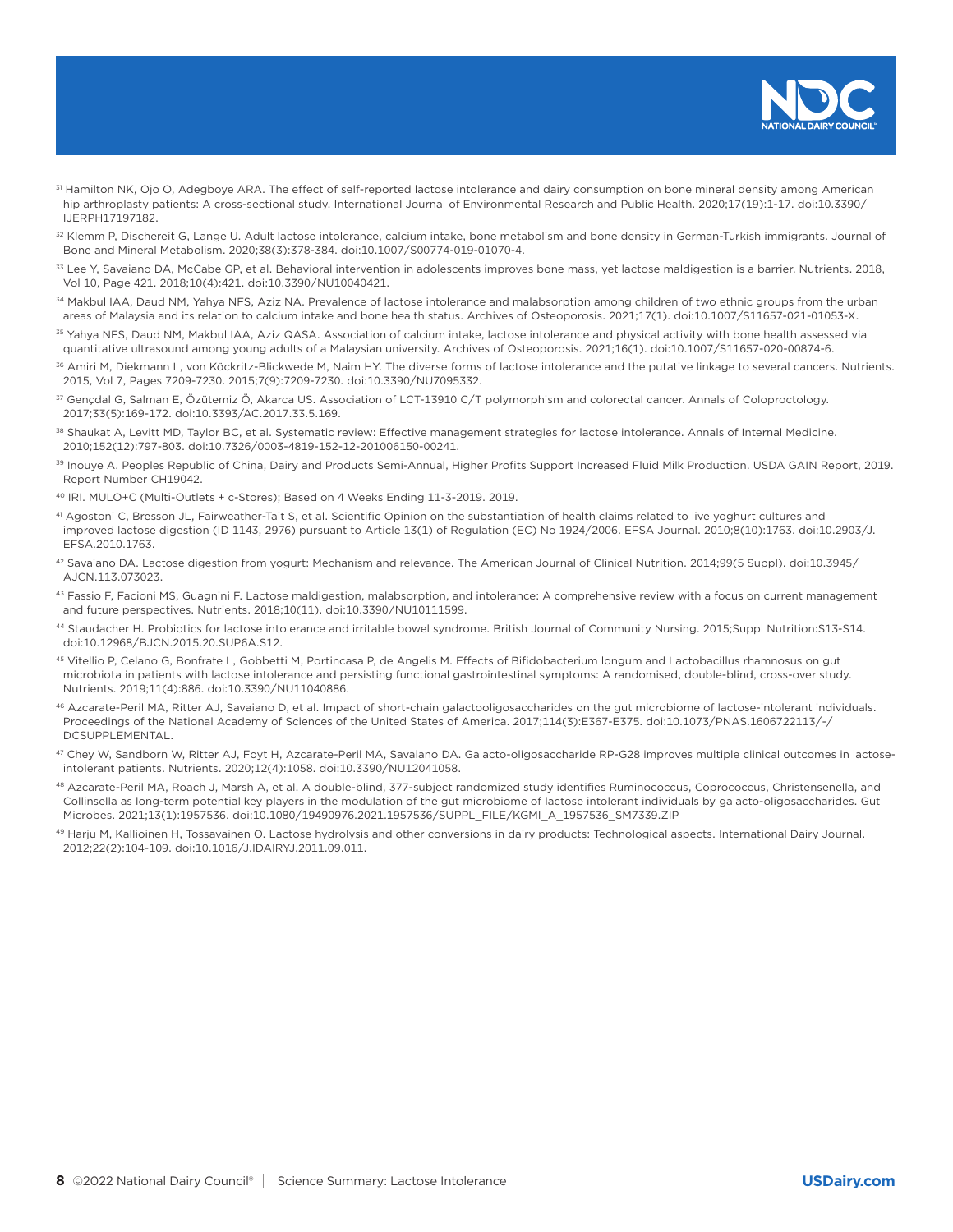[31] Hamilton NK, Ojo O, Adegboye ARA. The effect of self-reported lactose intolerance and dairy consumption on bone mineral density among American hip arthroplasty patients: A cross-sectional study. International Journal of Environmental Research and Public Health. 2020;17(19):1-17. doi:10.3390/IJERPH17197182.

[32] Klemm P, Dischereit G, Lange U. Adult lactose intolerance, calcium intake, bone metabolism and bone density in German-Turkish immigrants. Journal of Bone and Mineral Metabolism. 2020;38(3):378-384. doi:10.1007/S00774-019-01070-4.

[33] Lee Y, Savaiano DA, McCabe GP, et al. Behavioral intervention in adolescents improves bone mass, yet lactose maldigestion is a barrier. Nutrients. 2018, Vol 10, Page 421. 2018;10(4):421. doi:10.3390/NU10040421.

[34] Makbul IAA, Daud NM, Yahya NFS, Aziz NA. Prevalence of lactose intolerance and malabsorption among children of two ethnic groups from the urban areas of Malaysia and its relation to calcium intake and bone health status. Archives of Osteoporosis. 2021;17(1). doi:10.1007/S11657-021-01053-X.

[35] Yahya NFS, Daud NM, Makbul IAA, Aziz QASA. Association of calcium intake, lactose intolerance and physical activity with bone health assessed via quantitative ultrasound among young adults of a Malaysian university. Archives of Osteoporosis. 2021;16(1). doi:10.1007/S11657-020-00874-6.

[36] Amiri M, Diekmann L, von Köckritz-Blickwede M, Naim HY. The diverse forms of lactose intolerance and the putative linkage to several cancers. Nutrients. 2015, Vol 7, Pages 7209-7230. 2015;7(9):7209-7230. doi:10.3390/NU7095332.

[37] Gençdal G, Salman E, Özütemiz Ö, Akarca US. Association of LCT-13910 C/T polymorphism and colorectal cancer. Annals of Coloproctology. 2017;33(5):169-172. doi:10.3393/AC.2017.33.5.169.

[38] Shaukat A, Levitt MD, Taylor BC, et al. Systematic review: Effective management strategies for lactose intolerance. Annals of Internal Medicine. 2010;152(12):797-803. doi:10.7326/0003-4819-152-12-201006150-00241.

[39] Inouye A. Peoples Republic of China, Dairy and Products Semi-Annual, Higher Profits Support Increased Fluid Milk Production. USDA GAIN Report, 2019. Report Number CH19042.

[40] IRI. MULO+C (Multi-Outlets + c-Stores); Based on 4 Weeks Ending 11-3-2019. 2019.

[41] Agostoni C, Bresson JL, Fairweather-Tait S, et al. Scientific Opinion on the substantiation of health claims related to live yoghurt cultures and improved lactose digestion (ID 1143, 2976) pursuant to Article 13(1) of Regulation (EC) No 1924/2006. EFSA Journal. 2010;8(10):1763. doi:10.2903/J.EFSA.2010.1763.

[42] Savaiano DA. Lactose digestion from yogurt: Mechanism and relevance. The American Journal of Clinical Nutrition. 2014;99(5 Suppl). doi:10.3945/AJCN.113.073023.

[43] Fassio F, Facioni MS, Guagnini F. Lactose maldigestion, malabsorption, and intolerance: A comprehensive review with a focus on current management and future perspectives. Nutrients. 2018;10(11). doi:10.3390/NU10111599.

[44] Staudacher H. Probiotics for lactose intolerance and irritable bowel syndrome. British Journal of Community Nursing. 2015;Suppl Nutrition:S13-S14. doi:10.12968/BJCN.2015.20.SUP6A.S12.

[45] Vitellio P, Celano G, Bonfrate L, Gobbetti M, Portincasa P, de Angelis M. Effects of Bifidobacterium longum and Lactobacillus rhamnosus on gut microbiota in patients with lactose intolerance and persisting functional gastrointestinal symptoms: A randomised, double-blind, cross-over study. Nutrients. 2019;11(4):886. doi:10.3390/NU11040886.

[46] Azcarate-Peril MA, Ritter AJ, Savaiano D, et al. Impact of short-chain galactooligosaccharides on the gut microbiome of lactose-intolerant individuals. Proceedings of the National Academy of Sciences of the United States of America. 2017;114(3):E367-E375. doi:10.1073/PNAS.1606722113/-/DCSUPPLEMENTAL.

[47] Chey W, Sandborn W, Ritter AJ, Foyt H, Azcarate-Peril MA, Savaiano DA. Galacto-oligosaccharide RP-G28 improves multiple clinical outcomes in lactose-intolerant patients. Nutrients. 2020;12(4):1058. doi:10.3390/NU12041058.

[48] Azcarate-Peril MA, Roach J, Marsh A, et al. A double-blind, 377-subject randomized study identifies Ruminococcus, Coprococcus, Christensenella, and Collinsella as long-term potential key players in the modulation of the gut microbiome of lactose intolerant individuals by galacto-oligosaccharides. Gut Microbes. 2021;13(1):1957536. doi:10.1080/19490976.2021.1957536/SUPPL_FILE/KGMI_A_1957536_SM7339.ZIP

[49] Harju M, Kallioinen H, Tossavainen O. Lactose hydrolysis and other conversions in dairy products: Technological aspects. International Dairy Journal. 2012;22(2):104-109. doi:10.1016/J.IDAIRYJ.2011.09.011.